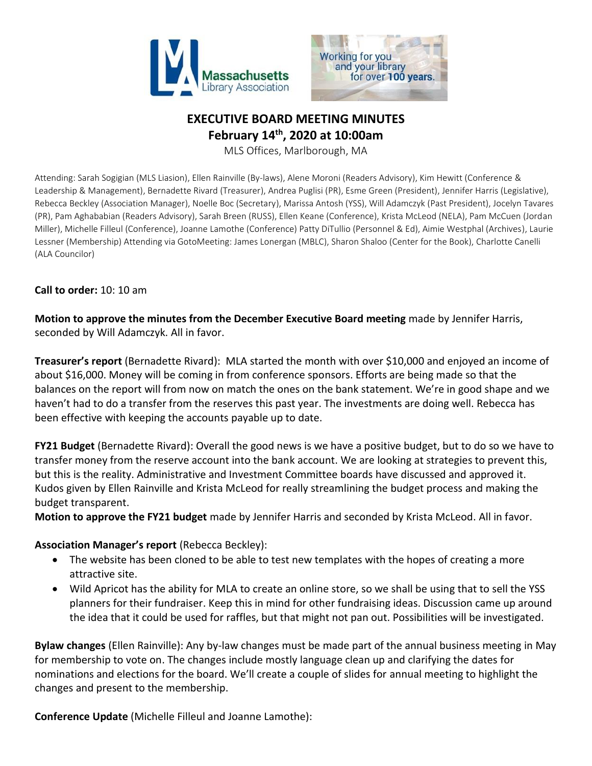# EXECUTIVE BOARD MEETING MINUTES

## February 14th, 2020 at 10:00am

MLS Offices, Marlborough, MA

Attending: Sarah Sogigian (MLS Liasion), Ellen Rainville (By-laws), Alene Moroni (Readers Advisory), Kim Hewitt (Conference & Leadership & Management), Bernadette Rivard (Treasurer), Andrea Puglisi (PR), Esme Green (President), Jennifer Harris (Legislative), Rebecca Beckley (Association Manager), Noelle Boc (Secretary), Marissa Antosh (YSS), Will Adamczyk (Past President), Jocelyn Tavares (PR), Pam Aghababian (Readers Advisory), Sarah Breen (RUSS), Ellen Keane (Conference), Krista McLeod (NELA), Pam McCuen (Jordan Miller), Michelle Filleul (Conference), Joanne Lamothe (Conference) Patty DiTullio (Personnel & Ed), Aimie Westphal (Archives), Laurie Lessner (Membership) Attending via GotoMeeting: James Lonergan (MBLC), Sharon Shaloo (Center for the Book), Charlotte Canelli (ALA Councilor)

**Call to order:** 10: 10 am

**Motion to approve the minutes from the December Executive Board meeting** made by Jennifer Harris, seconded by Will Adamczyk. All in favor.

**Treasurer's report** (Bernadette Rivard): MLA started the month with over $10,000 and enjoyed an income of about $16,000. Money will be coming in from conference sponsors. Efforts are being made so that the balances on the report will from now on match the ones on the bank statement. We're in good shape and we haven't had to do a transfer from the reserves this past year. The investments are doing well. Rebecca has been effective with keeping the accounts payable up to date.

**FY21 Budget** (Bernadette Rivard): Overall the good news is we have a positive budget, but to do so we have to transfer money from the reserve account into the bank account. We are looking at strategies to prevent this, but this is the reality. Administrative and Investment Committee boards have discussed and approved it. Kudos given by Ellen Rainville and Krista McLeod for really streamlining the budget process and making the budget transparent.

**Motion to approve the FY21 budget** made by Jennifer Harris and seconded by Krista McLeod. All in favor.

**Association Manager's report** (Rebecca Beckley):

- The website has been cloned to be able to test new templates with the hopes of creating a more attractive site.
- Wild Apricot has the ability for MLA to create an online store, so we shall be using that to sell the YSS planners for their fundraiser. Keep this in mind for other fundraising ideas. Discussion came up around the idea that it could be used for raffles, but that might not pan out. Possibilities will be investigated.

**Bylaw changes** (Ellen Rainville): Any by-law changes must be made part of the annual business meeting in May for membership to vote on. The changes include mostly language clean up and clarifying the dates for nominations and elections for the board. We'll create a couple of slides for annual meeting to highlight the changes and present to the membership.

**Conference Update** (Michelle Filleul and Joanne Lamothe):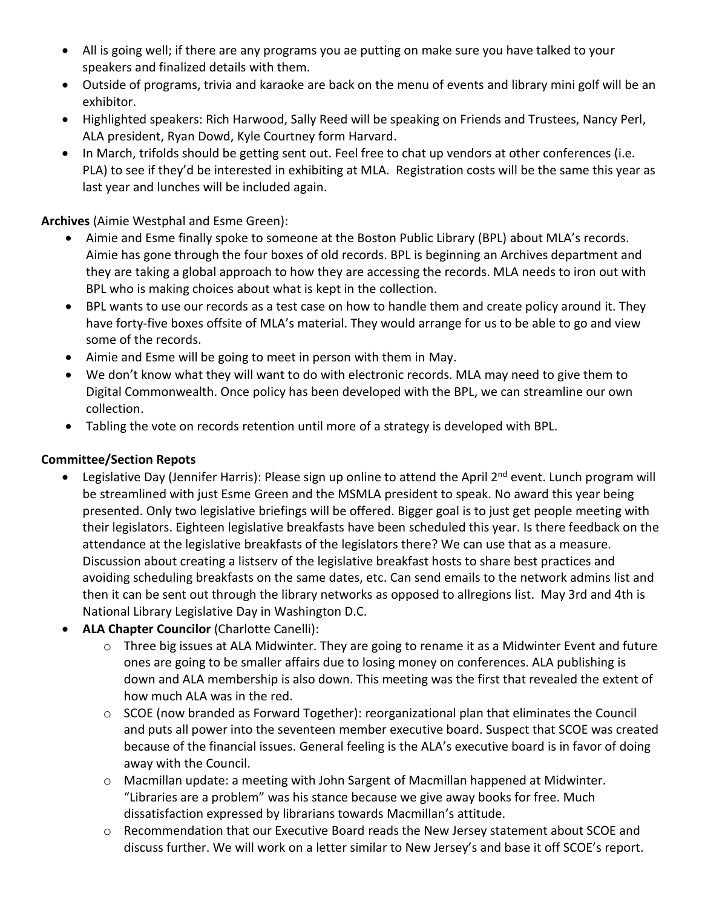- All is going well; if there are any programs you ae putting on make sure you have talked to your speakers and finalized details with them.
- Outside of programs, trivia and karaoke are back on the menu of events and library mini golf will be an exhibitor.
- Highlighted speakers: Rich Harwood, Sally Reed will be speaking on Friends and Trustees, Nancy Perl, ALA president, Ryan Dowd, Kyle Courtney form Harvard.
- In March, trifolds should be getting sent out. Feel free to chat up vendors at other conferences (i.e. PLA) to see if they'd be interested in exhibiting at MLA. Registration costs will be the same this year as last year and lunches will be included again.

**Archives** (Aimie Westphal and Esme Green):

- Aimie and Esme finally spoke to someone at the Boston Public Library (BPL) about MLA's records. Aimie has gone through the four boxes of old records. BPL is beginning an Archives department and they are taking a global approach to how they are accessing the records. MLA needs to iron out with BPL who is making choices about what is kept in the collection.
- BPL wants to use our records as a test case on how to handle them and create policy around it. They have forty-five boxes offsite of MLA's material. They would arrange for us to be able to go and view some of the records.
- Aimie and Esme will be going to meet in person with them in May.
- We don't know what they will want to do with electronic records. MLA may need to give them to Digital Commonwealth. Once policy has been developed with the BPL, we can streamline our own collection.
- Tabling the vote on records retention until more of a strategy is developed with BPL.

**Committee/Section Repots**

- Legislative Day (Jennifer Harris): Please sign up online to attend the April 2nd event. Lunch program will be streamlined with just Esme Green and the MSMLA president to speak. No award this year being presented. Only two legislative briefings will be offered. Bigger goal is to just get people meeting with their legislators. Eighteen legislative breakfasts have been scheduled this year. Is there feedback on the attendance at the legislative breakfasts of the legislators there? We can use that as a measure. Discussion about creating a listserv of the legislative breakfast hosts to share best practices and avoiding scheduling breakfasts on the same dates, etc. Can send emails to the network admins list and then it can be sent out through the library networks as opposed to allregions list. May 3rd and 4th is National Library Legislative Day in Washington D.C.
- **ALA Chapter Councilor** (Charlotte Canelli):
  - Three big issues at ALA Midwinter. They are going to rename it as a Midwinter Event and future ones are going to be smaller affairs due to losing money on conferences. ALA publishing is down and ALA membership is also down. This meeting was the first that revealed the extent of how much ALA was in the red.
  - SCOE (now branded as Forward Together): reorganizational plan that eliminates the Council and puts all power into the seventeen member executive board. Suspect that SCOE was created because of the financial issues. General feeling is the ALA's executive board is in favor of doing away with the Council.
  - Macmillan update: a meeting with John Sargent of Macmillan happened at Midwinter. "Libraries are a problem" was his stance because we give away books for free. Much dissatisfaction expressed by librarians towards Macmillan's attitude.
  - Recommendation that our Executive Board reads the New Jersey statement about SCOE and discuss further. We will work on a letter similar to New Jersey's and base it off SCOE's report.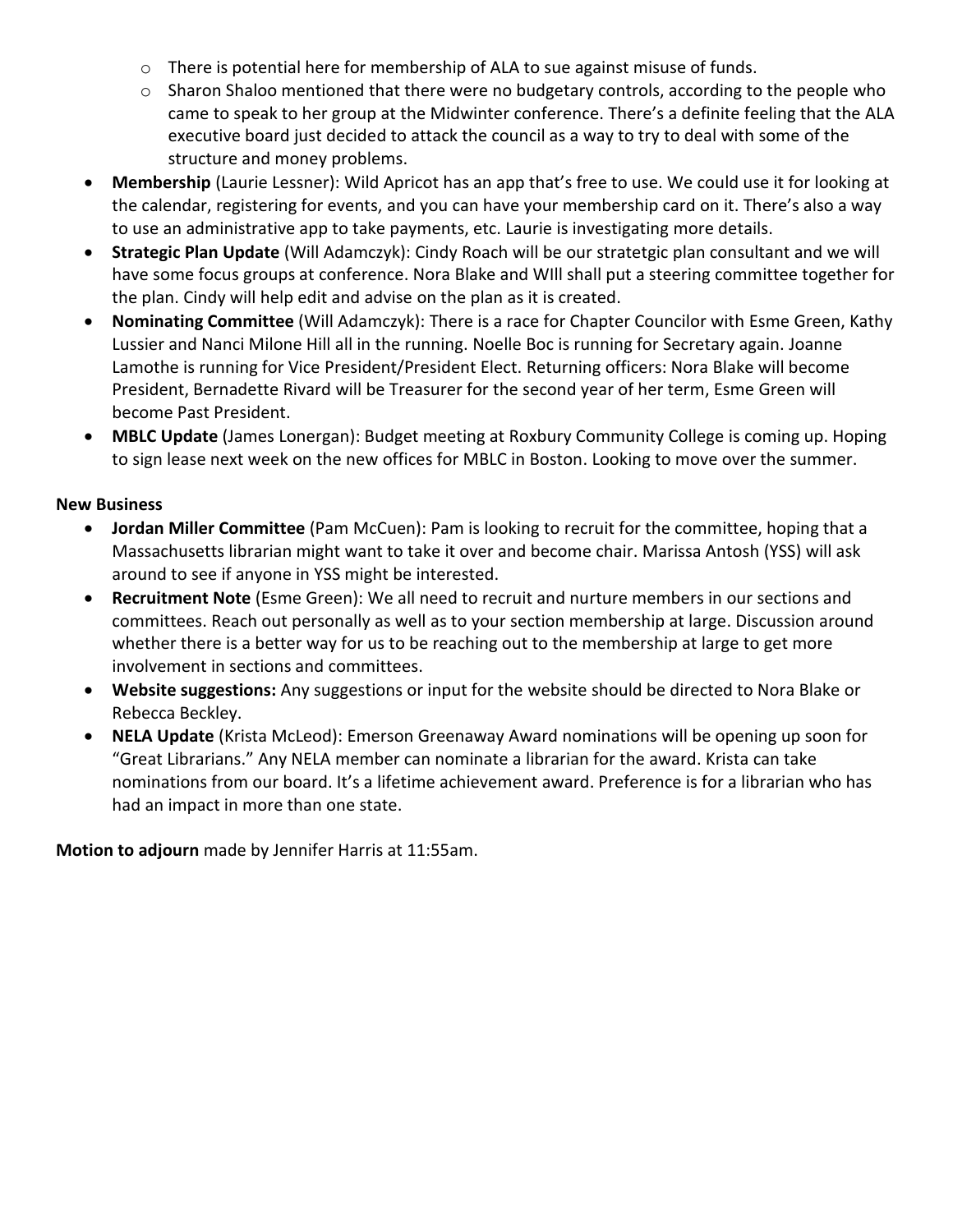- There is potential here for membership of ALA to sue against misuse of funds.
  - Sharon Shaloo mentioned that there were no budgetary controls, according to the people who came to speak to her group at the Midwinter conference. There's a definite feeling that the ALA executive board just decided to attack the council as a way to try to deal with some of the structure and money problems.
- **Membership** (Laurie Lessner): Wild Apricot has an app that's free to use. We could use it for looking at the calendar, registering for events, and you can have your membership card on it. There's also a way to use an administrative app to take payments, etc. Laurie is investigating more details.
- **Strategic Plan Update** (Will Adamczyk): Cindy Roach will be our stratetgic plan consultant and we will have some focus groups at conference. Nora Blake and WIll shall put a steering committee together for the plan. Cindy will help edit and advise on the plan as it is created.
- **Nominating Committee** (Will Adamczyk): There is a race for Chapter Councilor with Esme Green, Kathy Lussier and Nanci Milone Hill all in the running. Noelle Boc is running for Secretary again. Joanne Lamothe is running for Vice President/President Elect. Returning officers: Nora Blake will become President, Bernadette Rivard will be Treasurer for the second year of her term, Esme Green will become Past President.
- **MBLC Update** (James Lonergan): Budget meeting at Roxbury Community College is coming up. Hoping to sign lease next week on the new offices for MBLC in Boston. Looking to move over the summer.

**New Business**

- **Jordan Miller Committee** (Pam McCuen): Pam is looking to recruit for the committee, hoping that a Massachusetts librarian might want to take it over and become chair. Marissa Antosh (YSS) will ask around to see if anyone in YSS might be interested.
- **Recruitment Note** (Esme Green): We all need to recruit and nurture members in our sections and committees. Reach out personally as well as to your section membership at large. Discussion around whether there is a better way for us to be reaching out to the membership at large to get more involvement in sections and committees.
- **Website suggestions:** Any suggestions or input for the website should be directed to Nora Blake or Rebecca Beckley.
- **NELA Update** (Krista McLeod): Emerson Greenaway Award nominations will be opening up soon for "Great Librarians." Any NELA member can nominate a librarian for the award. Krista can take nominations from our board. It's a lifetime achievement award. Preference is for a librarian who has had an impact in more than one state.

**Motion to adjourn** made by Jennifer Harris at 11:55am.